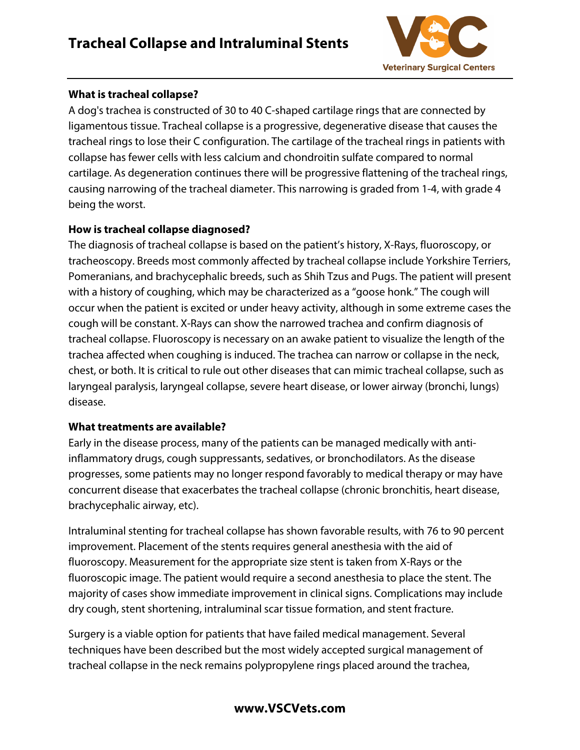# Tracheal Collapse and Intraluminal Stents

### What is tracheal collapse?

A dog's trachea is constructed of 30 to 40 C-shaped cartilage rings that are connected by ligamentous tissue. Tracheal collapse is a progressive, degenerative disease that causes the tracheal rings to lose their C configuration. The cartilage of the tracheal rings in patients with collapse has fewer cells with less calcium and chondroitin sulfate compared to normal cartilage. As degeneration continues there will be progressive flattening of the tracheal rings, causing narrowing of the tracheal diameter. This narrowing is graded from 1-4, with grade 4 being the worst.

### How is tracheal collapse diagnosed?

The diagnosis of tracheal collapse is based on the patient's history, X-Rays, fluoroscopy, or tracheoscopy. Breeds most commonly affected by tracheal collapse include Yorkshire Terriers, Pomeranians, and brachycephalic breeds, such as Shih Tzus and Pugs. The patient will present with a history of coughing, which may be characterized as a "goose honk." The cough will occur when the patient is excited or under heavy activity, although in some extreme cases the cough will be constant. X-Rays can show the narrowed trachea and confirm diagnosis of tracheal collapse. Fluoroscopy is necessary on an awake patient to visualize the length of the trachea affected when coughing is induced. The trachea can narrow or collapse in the neck, chest, or both. It is critical to rule out other diseases that can mimic tracheal collapse, such as laryngeal paralysis, laryngeal collapse, severe heart disease, or lower airway (bronchi, lungs) disease.

### What treatments are available?

Early in the disease process, many of the patients can be managed medically with anti-inflammatory drugs, cough suppressants, sedatives, or bronchodilators. As the disease progresses, some patients may no longer respond favorably to medical therapy or may have concurrent disease that exacerbates the tracheal collapse (chronic bronchitis, heart disease, brachycephalic airway, etc).

Intraluminal stenting for tracheal collapse has shown favorable results, with 76 to 90 percent improvement. Placement of the stents requires general anesthesia with the aid of fluoroscopy. Measurement for the appropriate size stent is taken from X-Rays or the fluoroscopic image. The patient would require a second anesthesia to place the stent. The majority of cases show immediate improvement in clinical signs. Complications may include dry cough, stent shortening, intraluminal scar tissue formation, and stent fracture.

Surgery is a viable option for patients that have failed medical management. Several techniques have been described but the most widely accepted surgical management of tracheal collapse in the neck remains polypropylene rings placed around the trachea,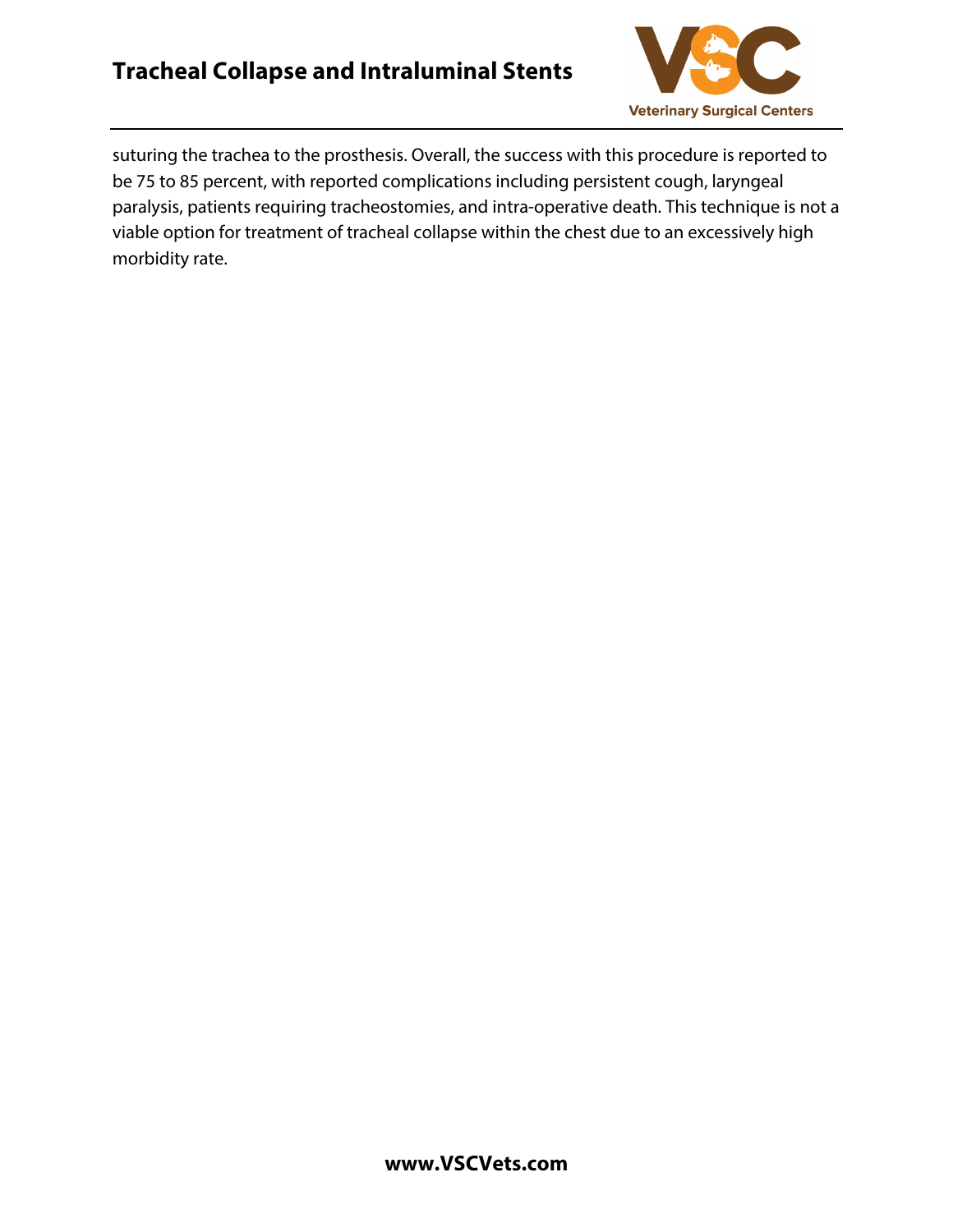suturing the trachea to the prosthesis. Overall, the success with this procedure is reported to be 75 to 85 percent, with reported complications including persistent cough, laryngeal paralysis, patients requiring tracheostomies, and intra-operative death. This technique is not a viable option for treatment of tracheal collapse within the chest due to an excessively high morbidity rate.